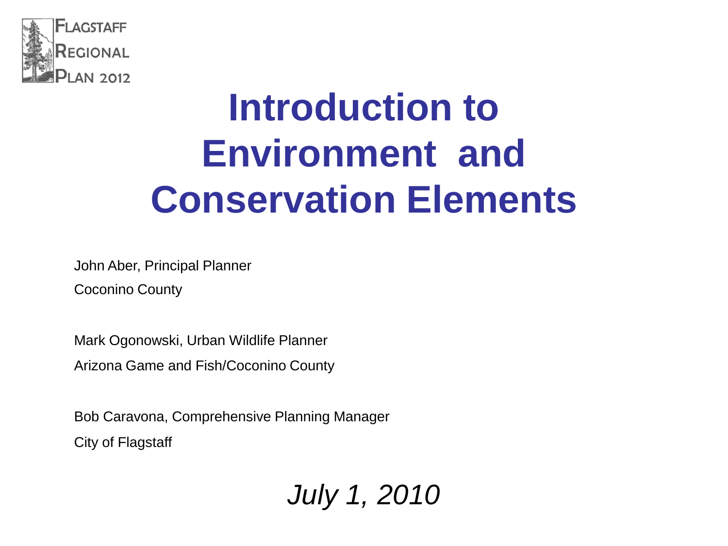FLAGSTAFF REGIONAL PLAN 2012

# Introduction to Environment and Conservation Elements

John Aber, Principal Planner

Coconino County

Mark Ogonowski, Urban Wildlife Planner

Arizona Game and Fish/Coconino County

Bob Caravona, Comprehensive Planning Manager

City of Flagstaff

*July 1, 2010*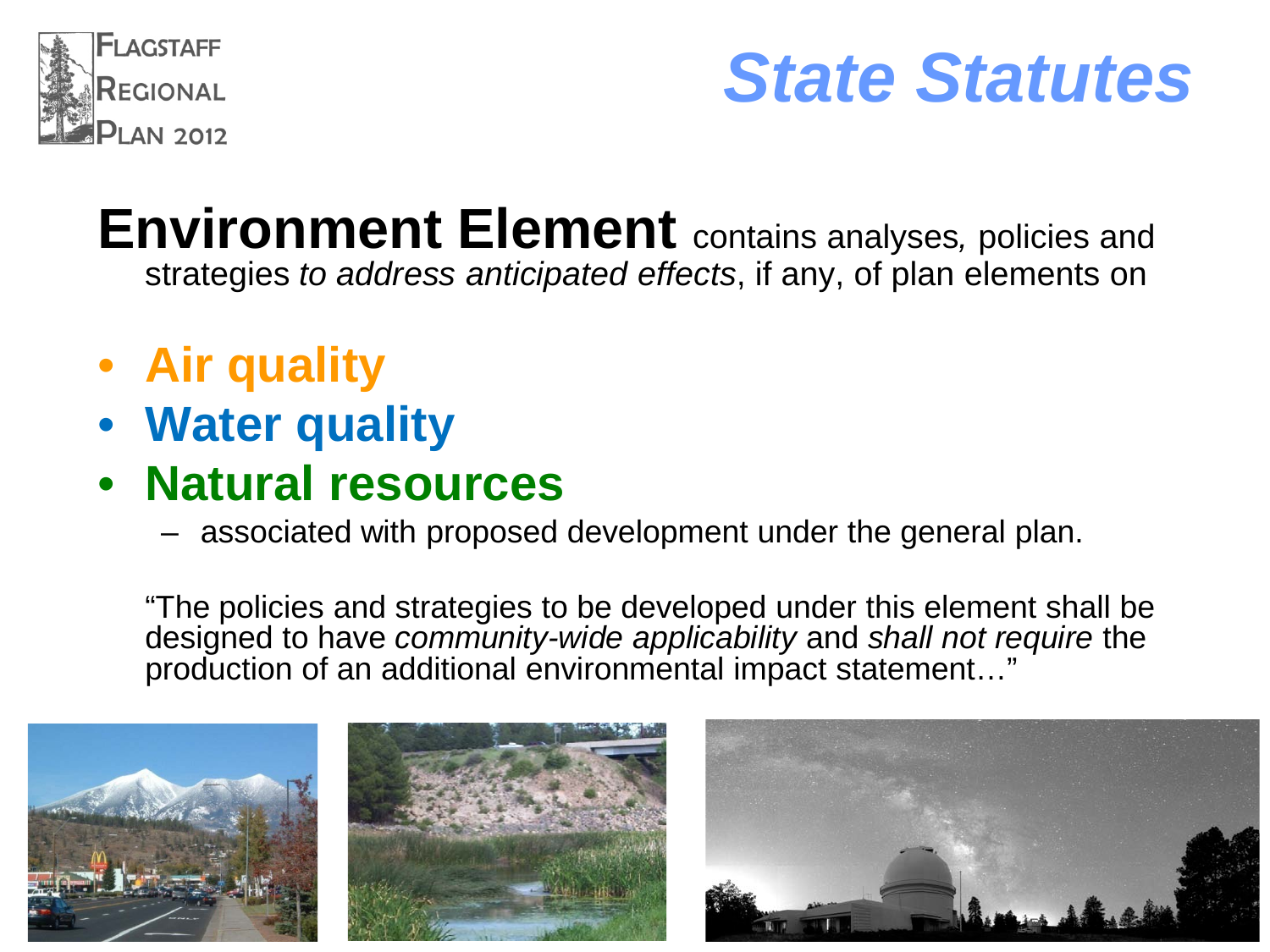# State Statutes

**Environment Element** contains analyses, policies and strategies *to address anticipated effects*, if any, of plan elements on

- **Air quality**
- **Water quality**
- **Natural resources**
  - associated with proposed development under the general plan.

"The policies and strategies to be developed under this element shall be designed to have *community-wide applicability* and *shall not require* the production of an additional environmental impact statement…"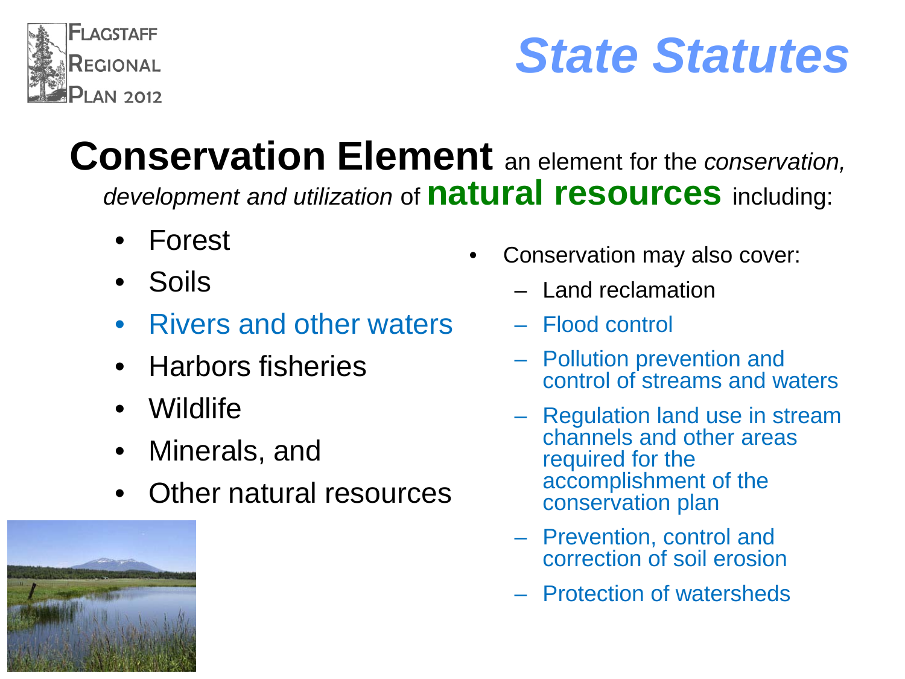# State Statutes

**Conservation Element** an element for the *conservation, development and utilization* of **natural resources** including:

- Forest
- Soils
- Rivers and other waters
- Harbors fisheries
- Wildlife
- Minerals, and
- Other natural resources

- Conservation may also cover:
  - Land reclamation
  - Flood control
  - Pollution prevention and control of streams and waters
  - Regulation land use in stream channels and other areas required for the accomplishment of the conservation plan
  - Prevention, control and correction of soil erosion
  - Protection of watersheds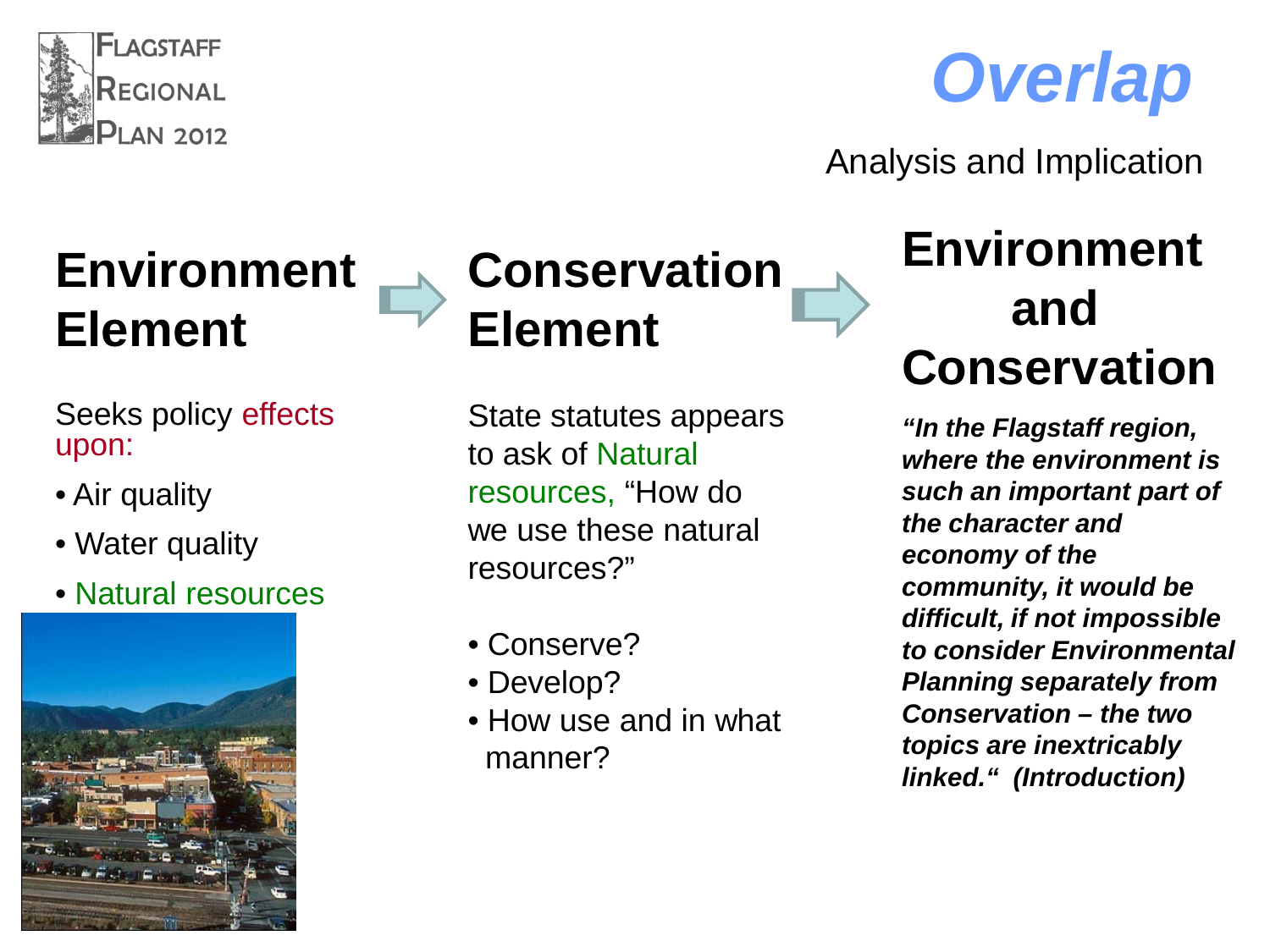FLAGSTAFF REGIONAL PLAN 2012

# Overlap

Analysis and Implication

## Environment Element

Seeks policy effects upon:

- Air quality
- Water quality
- Natural resources

## Conservation Element

State statutes appears to ask of Natural resources, "How do we use these natural resources?"

- Conserve?
- Develop?
- How use and in what manner?

## Environment and Conservation

***"In the Flagstaff region, where the environment is such an important part of the character and economy of the community, it would be difficult, if not impossible to consider Environmental Planning separately from Conservation – the two topics are inextricably linked." (Introduction)***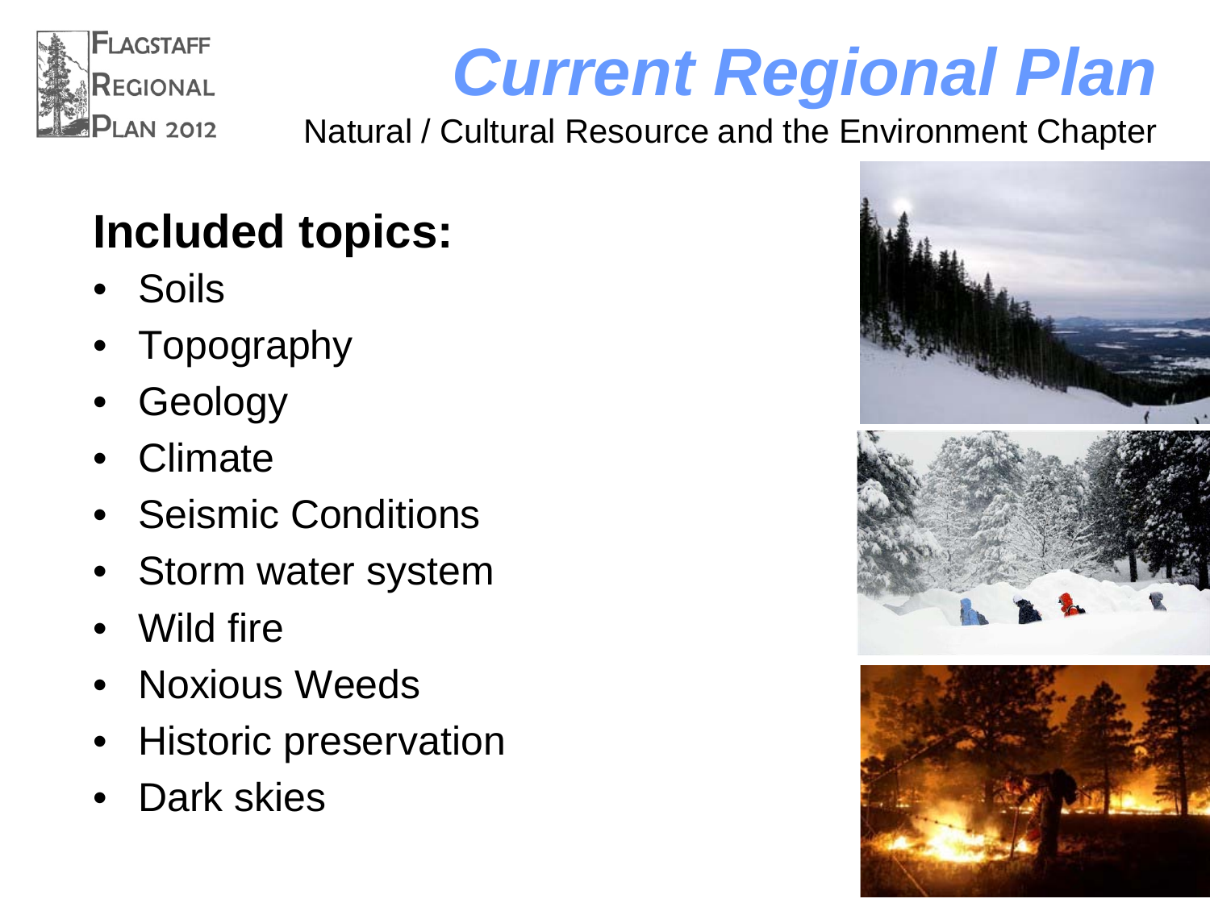# Current Regional Plan

Natural / Cultural Resource and the Environment Chapter

## Included topics:

- Soils
- Topography
- Geology
- Climate
- Seismic Conditions
- Storm water system
- Wild fire
- Noxious Weeds
- Historic preservation
- Dark skies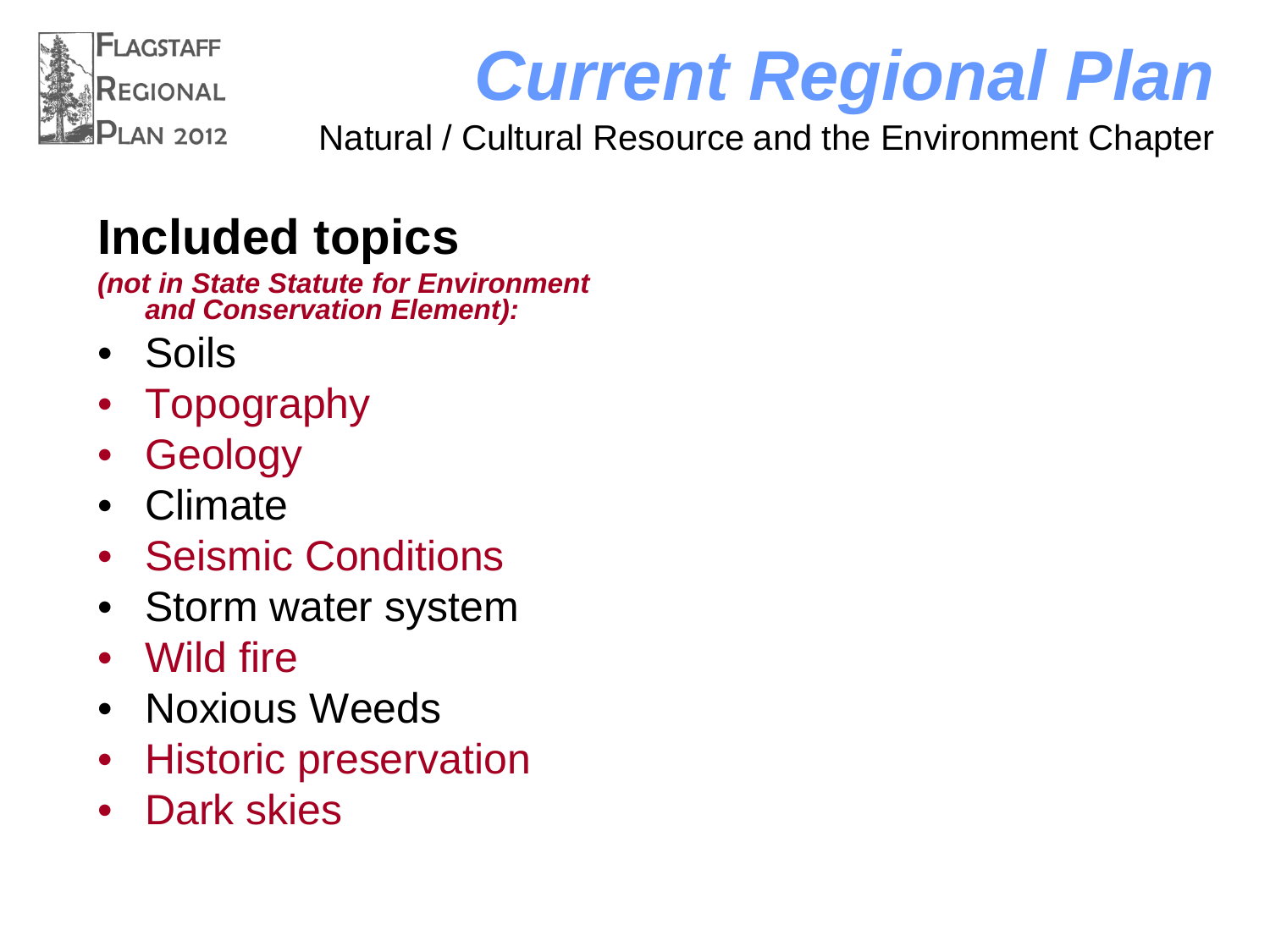FLAGSTAFF REGIONAL PLAN 2012

# Current Regional Plan

Natural / Cultural Resource and the Environment Chapter

## Included topics

***(not in State Statute for Environment and Conservation Element):***

- Soils
- Topography
- Geology
- Climate
- Seismic Conditions
- Storm water system
- Wild fire
- Noxious Weeds
- Historic preservation
- Dark skies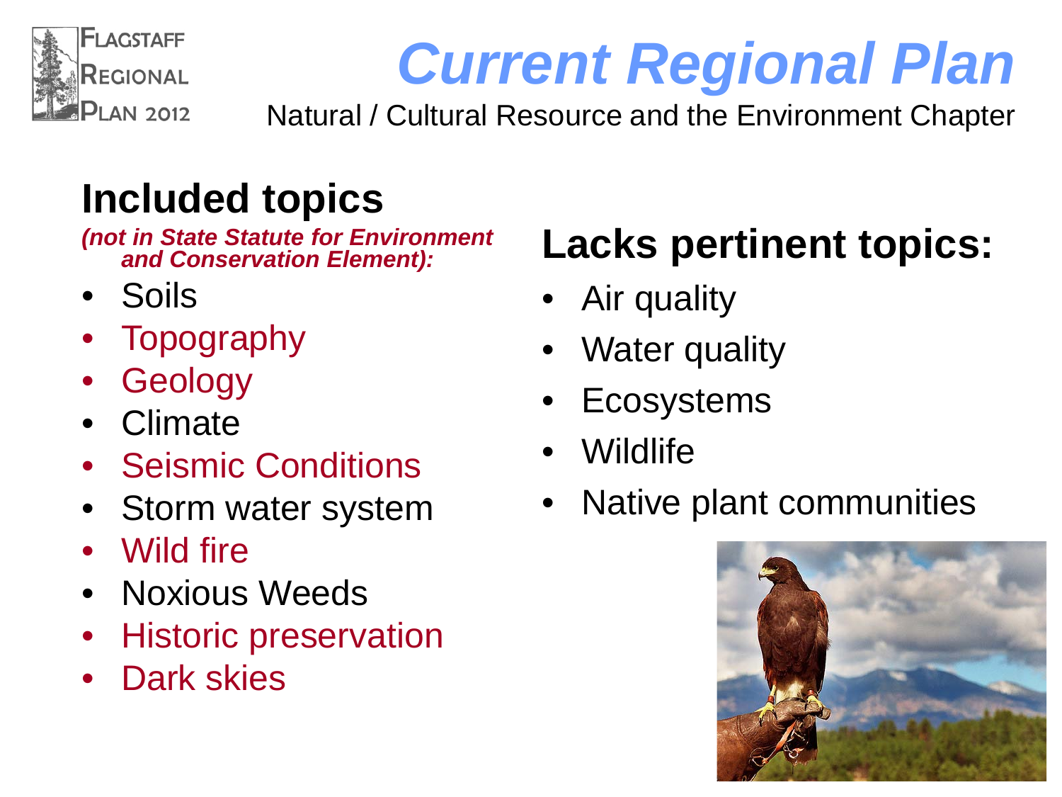# Current Regional Plan

Natural / Cultural Resource and the Environment Chapter

## Included topics

*(not in State Statute for Environment and Conservation Element):*

- Soils
- Topography
- Geology
- Climate
- Seismic Conditions
- Storm water system
- Wild fire
- Noxious Weeds
- Historic preservation
- Dark skies

## Lacks pertinent topics:

- Air quality
- Water quality
- Ecosystems
- Wildlife
- Native plant communities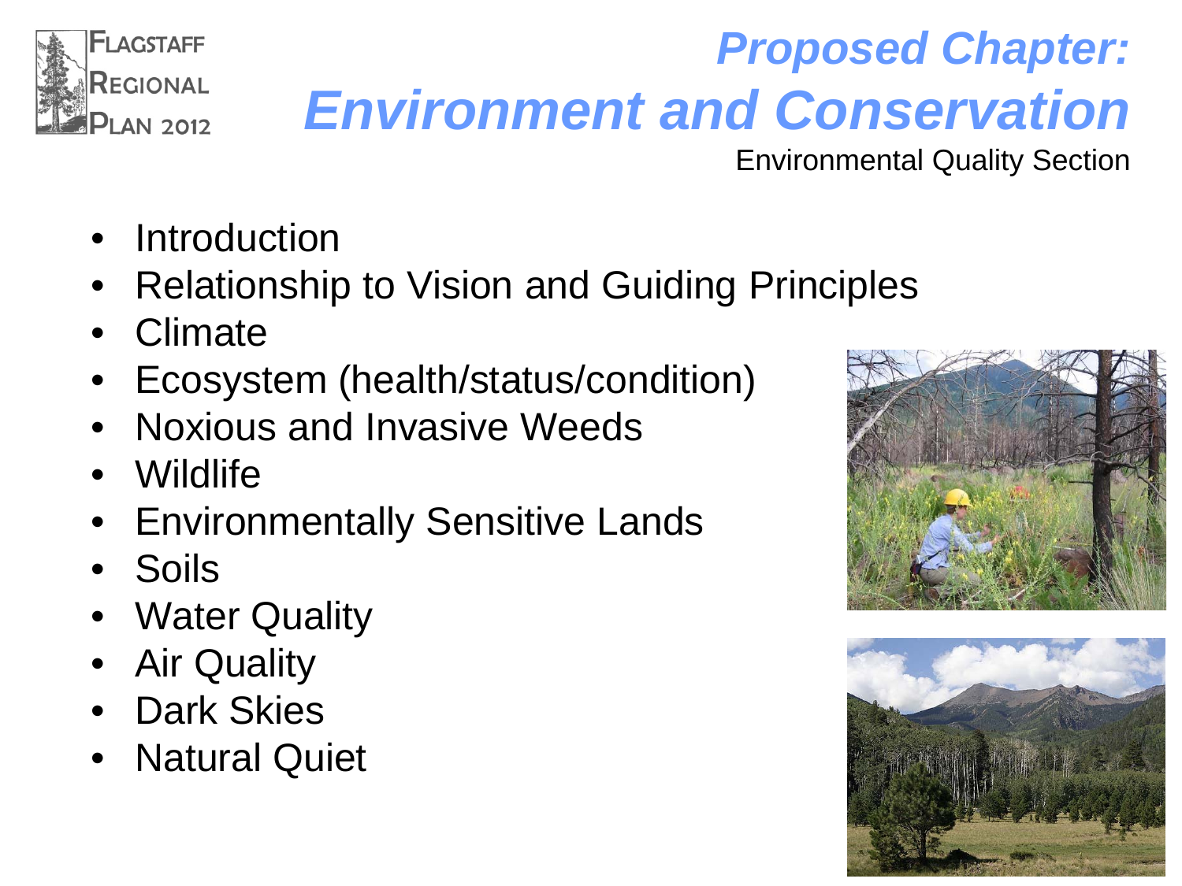# *Proposed Chapter: Environment and Conservation*

Environmental Quality Section

- Introduction
- Relationship to Vision and Guiding Principles
- Climate
- Ecosystem (health/status/condition)
- Noxious and Invasive Weeds
- Wildlife
- Environmentally Sensitive Lands
- Soils
- Water Quality
- Air Quality
- Dark Skies
- Natural Quiet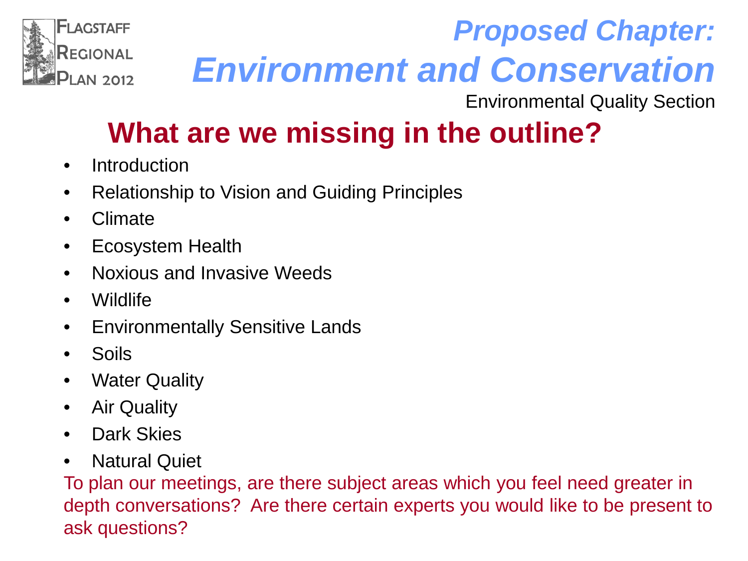Flagstaff Regional Plan 2012

# Proposed Chapter: Environment and Conservation

Environmental Quality Section

## What are we missing in the outline?

- Introduction
- Relationship to Vision and Guiding Principles
- Climate
- Ecosystem Health
- Noxious and Invasive Weeds
- Wildlife
- Environmentally Sensitive Lands
- Soils
- Water Quality
- Air Quality
- Dark Skies
- Natural Quiet

To plan our meetings, are there subject areas which you feel need greater in depth conversations? Are there certain experts you would like to be present to ask questions?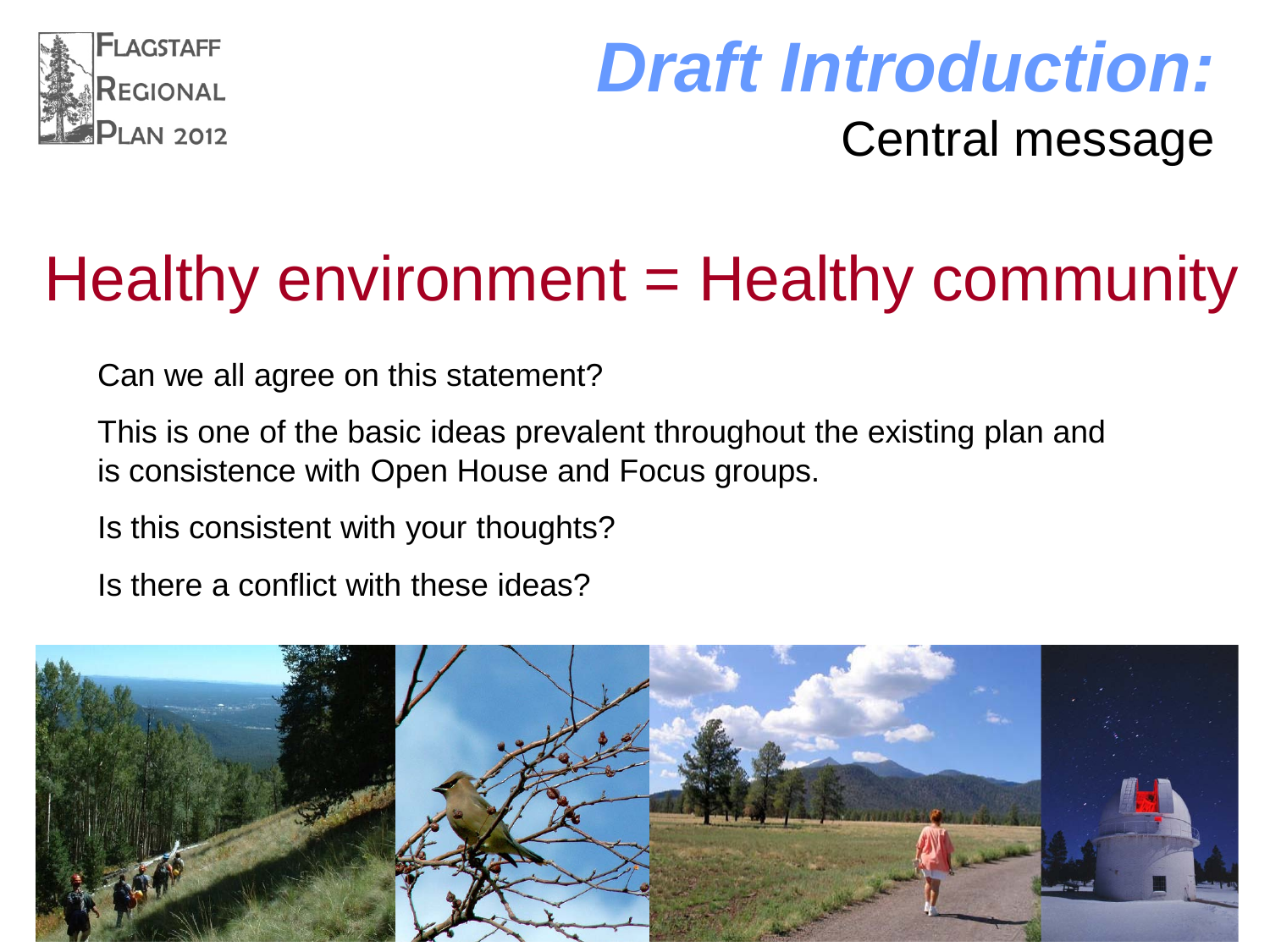# *Draft Introduction:*

## Central message

# Healthy environment = Healthy community

Can we all agree on this statement?

This is one of the basic ideas prevalent throughout the existing plan and is consistence with Open House and Focus groups.

Is this consistent with your thoughts?

Is there a conflict with these ideas?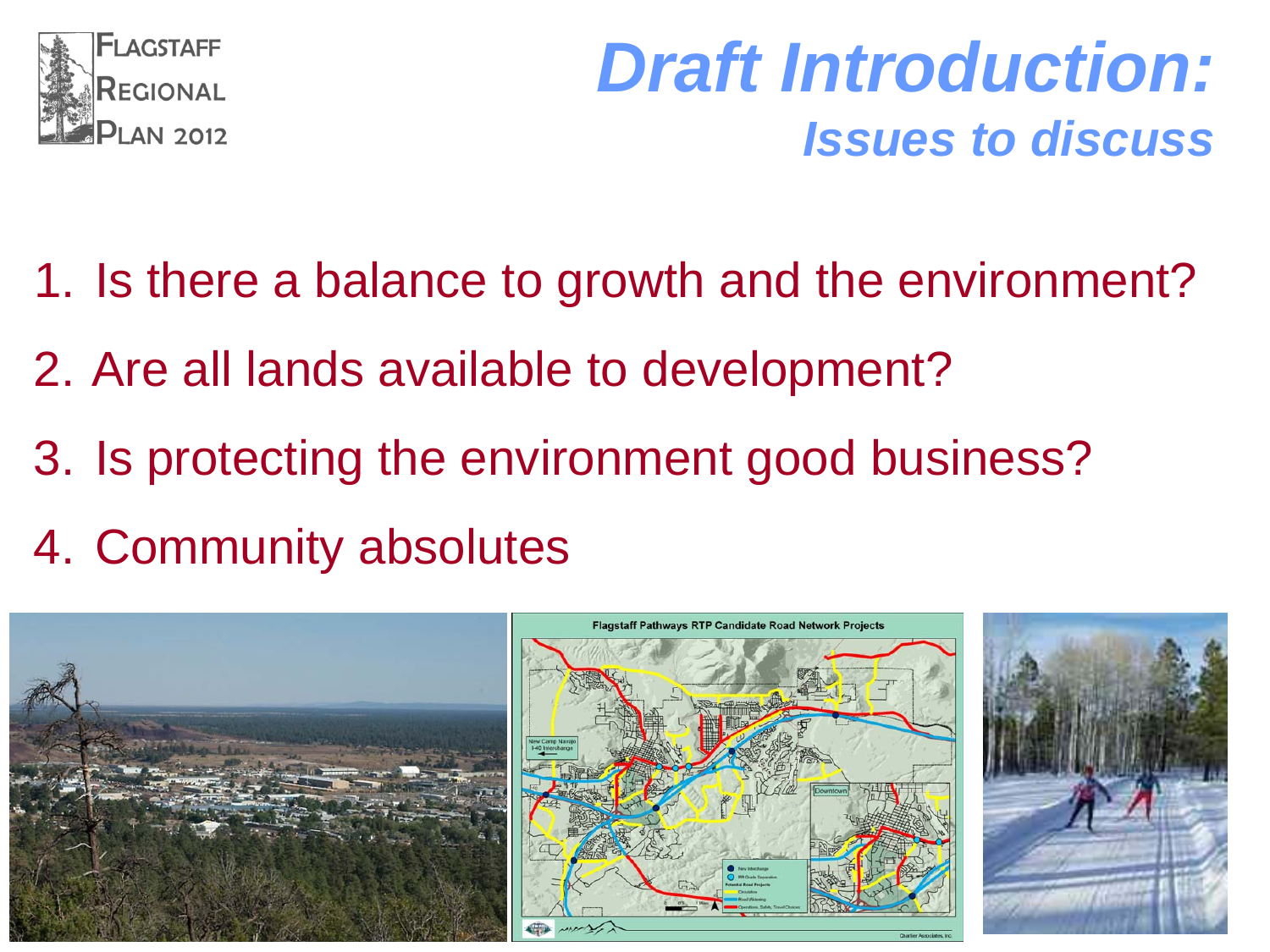# Draft Introduction:

## *Issues to discuss*

1. Is there a balance to growth and the environment?
2. Are all lands available to development?
3. Is protecting the environment good business?
4. Community absolutes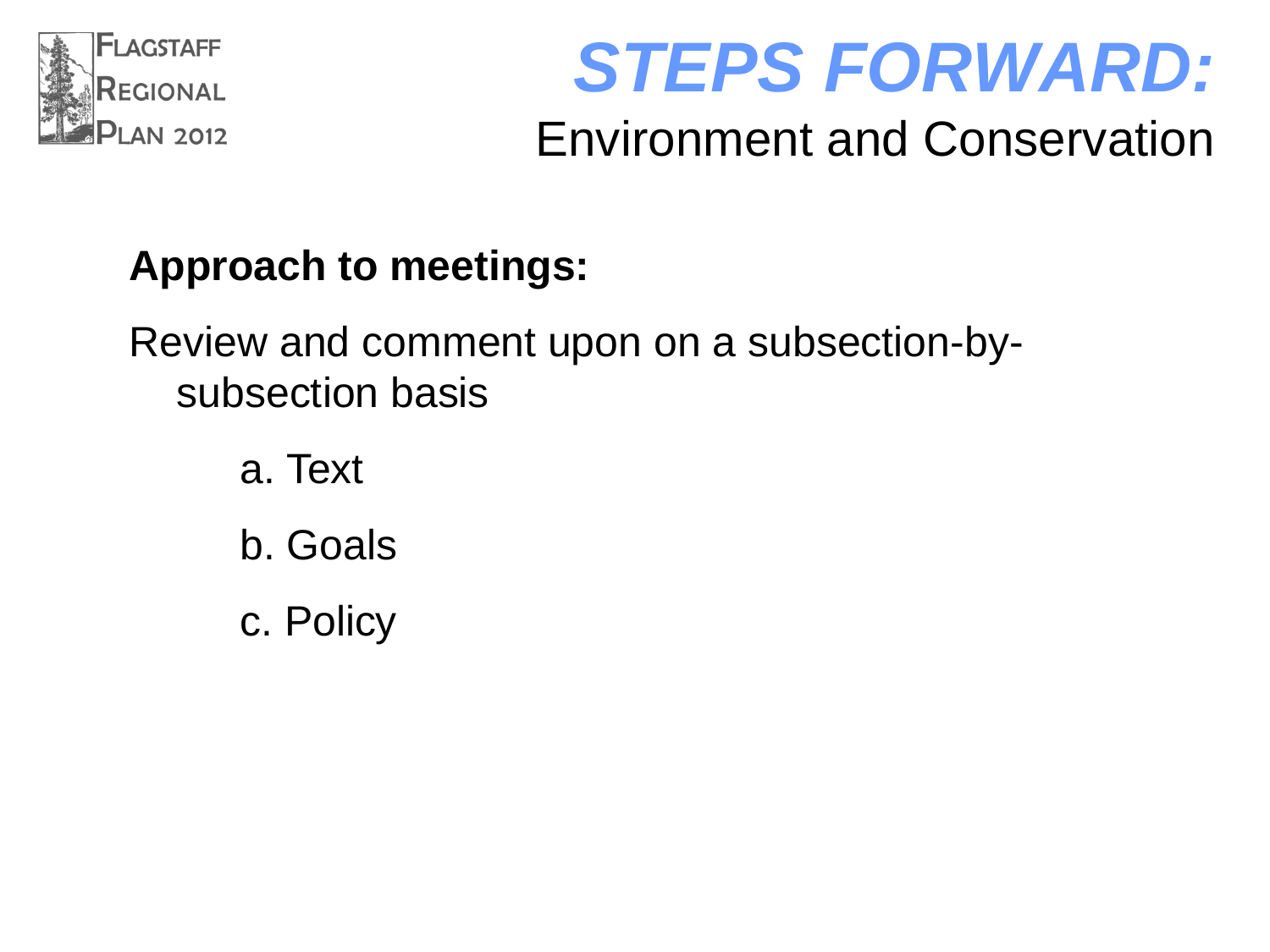FLAGSTAFF REGIONAL PLAN 2012

# STEPS FORWARD:

## Environment and Conservation

**Approach to meetings:**

Review and comment upon on a subsection-by-subsection basis

a. Text

b. Goals

c. Policy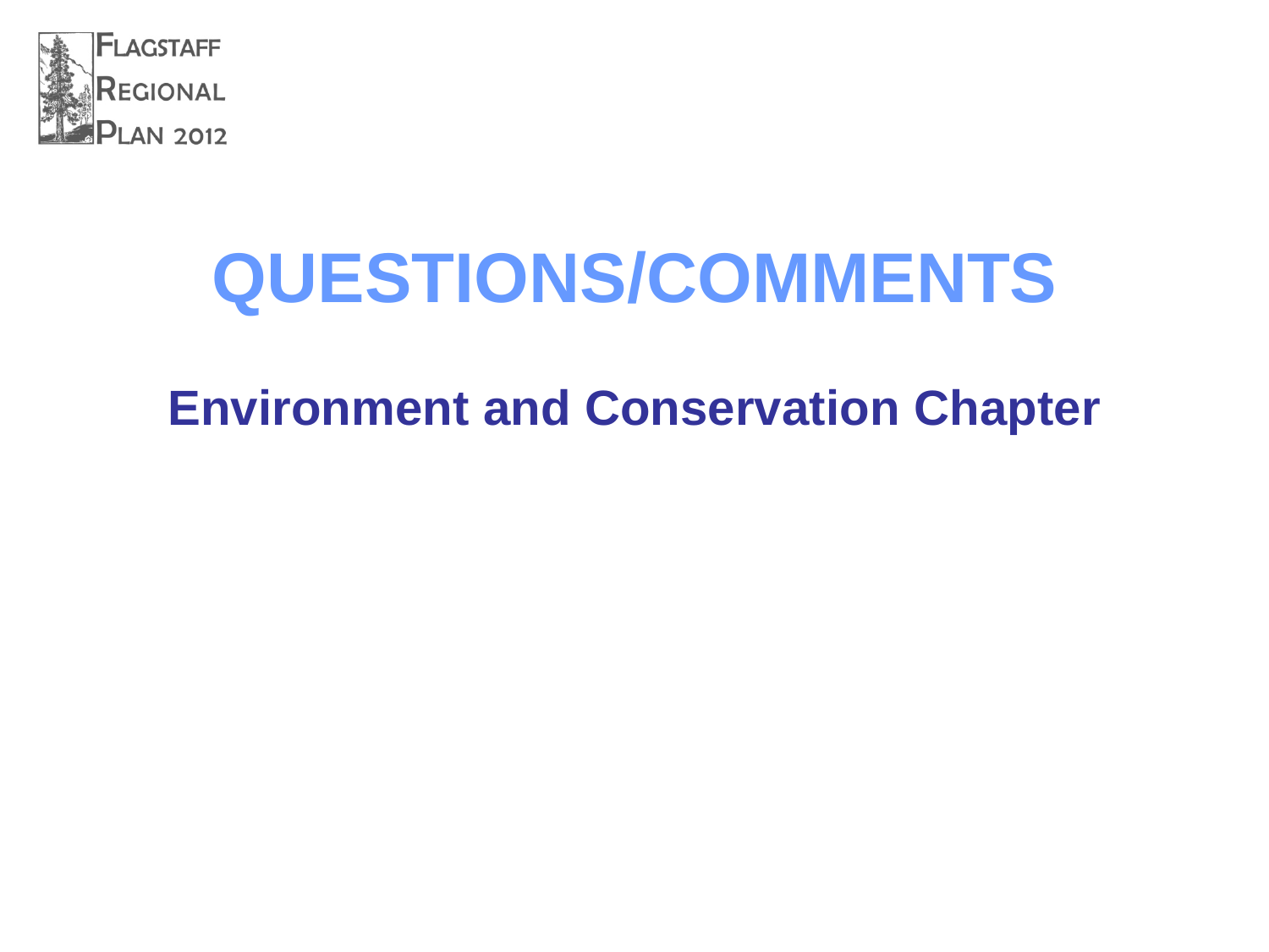Flagstaff Regional Plan 2012

# QUESTIONS/COMMENTS

## Environment and Conservation Chapter